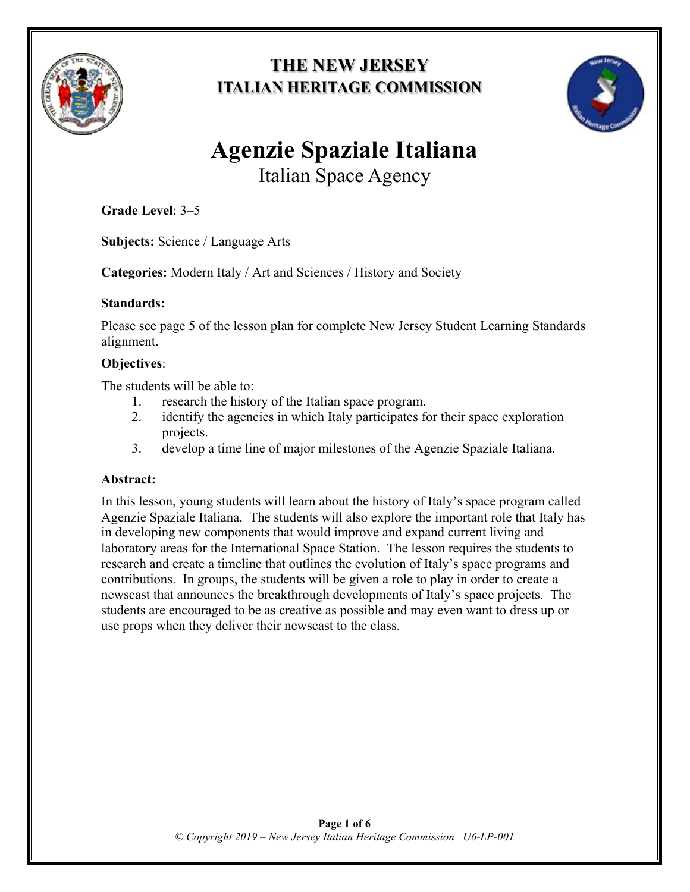# THE NEW JERSEY ITALIAN HERITAGE COMMISSION

# Agenzie Spaziale Italiana

## Italian Space Agency

**Grade Level**: 3–5

**Subjects:** Science / Language Arts

**Categories:** Modern Italy / Art and Sciences / History and Society

**Standards:**

Please see page 5 of the lesson plan for complete New Jersey Student Learning Standards alignment.

**Objectives**:

The students will be able to:

1. research the history of the Italian space program.
2. identify the agencies in which Italy participates for their space exploration projects.
3. develop a time line of major milestones of the Agenzie Spaziale Italiana.

**Abstract:**

In this lesson, young students will learn about the history of Italy's space program called Agenzie Spaziale Italiana. The students will also explore the important role that Italy has in developing new components that would improve and expand current living and laboratory areas for the International Space Station. The lesson requires the students to research and create a timeline that outlines the evolution of Italy's space programs and contributions. In groups, the students will be given a role to play in order to create a newscast that announces the breakthrough developments of Italy's space projects. The students are encouraged to be as creative as possible and may even want to dress up or use props when they deliver their newscast to the class.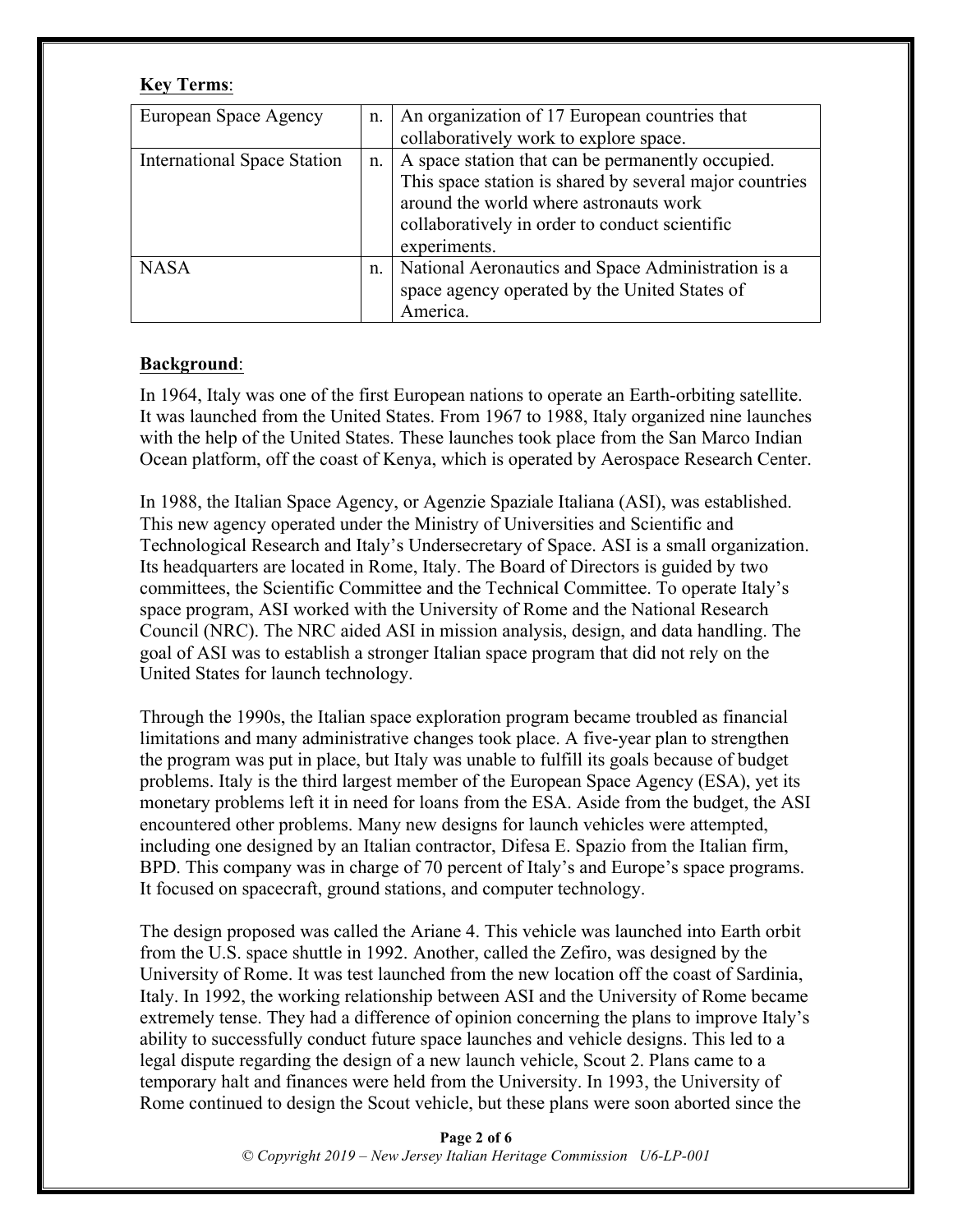**Key Terms**:

| | | |
|---|---|---|
| European Space Agency | n. | An organization of 17 European countries that collaboratively work to explore space. |
| International Space Station | n. | A space station that can be permanently occupied. This space station is shared by several major countries around the world where astronauts work collaboratively in order to conduct scientific experiments. |
| NASA | n. | National Aeronautics and Space Administration is a space agency operated by the United States of America. |

**Background**:

In 1964, Italy was one of the first European nations to operate an Earth-orbiting satellite. It was launched from the United States. From 1967 to 1988, Italy organized nine launches with the help of the United States. These launches took place from the San Marco Indian Ocean platform, off the coast of Kenya, which is operated by Aerospace Research Center.

In 1988, the Italian Space Agency, or Agenzie Spaziale Italiana (ASI), was established. This new agency operated under the Ministry of Universities and Scientific and Technological Research and Italy's Undersecretary of Space. ASI is a small organization. Its headquarters are located in Rome, Italy. The Board of Directors is guided by two committees, the Scientific Committee and the Technical Committee. To operate Italy's space program, ASI worked with the University of Rome and the National Research Council (NRC). The NRC aided ASI in mission analysis, design, and data handling. The goal of ASI was to establish a stronger Italian space program that did not rely on the United States for launch technology.

Through the 1990s, the Italian space exploration program became troubled as financial limitations and many administrative changes took place. A five-year plan to strengthen the program was put in place, but Italy was unable to fulfill its goals because of budget problems. Italy is the third largest member of the European Space Agency (ESA), yet its monetary problems left it in need for loans from the ESA. Aside from the budget, the ASI encountered other problems. Many new designs for launch vehicles were attempted, including one designed by an Italian contractor, Difesa E. Spazio from the Italian firm, BPD. This company was in charge of 70 percent of Italy's and Europe's space programs. It focused on spacecraft, ground stations, and computer technology.

The design proposed was called the Ariane 4. This vehicle was launched into Earth orbit from the U.S. space shuttle in 1992. Another, called the Zefiro, was designed by the University of Rome. It was test launched from the new location off the coast of Sardinia, Italy. In 1992, the working relationship between ASI and the University of Rome became extremely tense. They had a difference of opinion concerning the plans to improve Italy's ability to successfully conduct future space launches and vehicle designs. This led to a legal dispute regarding the design of a new launch vehicle, Scout 2. Plans came to a temporary halt and finances were held from the University. In 1993, the University of Rome continued to design the Scout vehicle, but these plans were soon aborted since the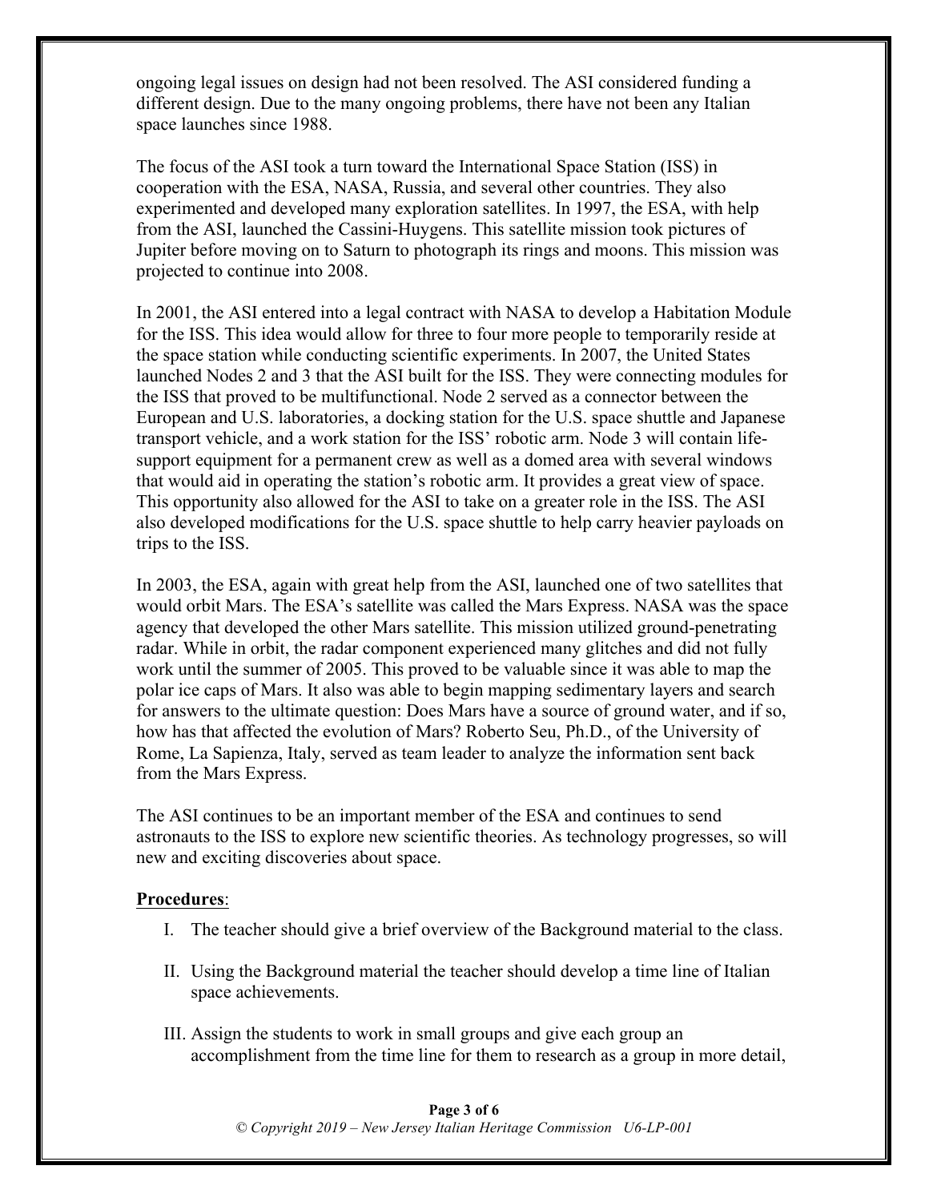ongoing legal issues on design had not been resolved. The ASI considered funding a different design. Due to the many ongoing problems, there have not been any Italian space launches since 1988.

The focus of the ASI took a turn toward the International Space Station (ISS) in cooperation with the ESA, NASA, Russia, and several other countries. They also experimented and developed many exploration satellites. In 1997, the ESA, with help from the ASI, launched the Cassini-Huygens. This satellite mission took pictures of Jupiter before moving on to Saturn to photograph its rings and moons. This mission was projected to continue into 2008.

In 2001, the ASI entered into a legal contract with NASA to develop a Habitation Module for the ISS. This idea would allow for three to four more people to temporarily reside at the space station while conducting scientific experiments. In 2007, the United States launched Nodes 2 and 3 that the ASI built for the ISS. They were connecting modules for the ISS that proved to be multifunctional. Node 2 served as a connector between the European and U.S. laboratories, a docking station for the U.S. space shuttle and Japanese transport vehicle, and a work station for the ISS' robotic arm. Node 3 will contain life-support equipment for a permanent crew as well as a domed area with several windows that would aid in operating the station's robotic arm. It provides a great view of space. This opportunity also allowed for the ASI to take on a greater role in the ISS. The ASI also developed modifications for the U.S. space shuttle to help carry heavier payloads on trips to the ISS.

In 2003, the ESA, again with great help from the ASI, launched one of two satellites that would orbit Mars. The ESA's satellite was called the Mars Express. NASA was the space agency that developed the other Mars satellite. This mission utilized ground-penetrating radar. While in orbit, the radar component experienced many glitches and did not fully work until the summer of 2005. This proved to be valuable since it was able to map the polar ice caps of Mars. It also was able to begin mapping sedimentary layers and search for answers to the ultimate question: Does Mars have a source of ground water, and if so, how has that affected the evolution of Mars? Roberto Seu, Ph.D., of the University of Rome, La Sapienza, Italy, served as team leader to analyze the information sent back from the Mars Express.

The ASI continues to be an important member of the ESA and continues to send astronauts to the ISS to explore new scientific theories. As technology progresses, so will new and exciting discoveries about space.

**Procedures**:

I. The teacher should give a brief overview of the Background material to the class.

II. Using the Background material the teacher should develop a time line of Italian space achievements.

III. Assign the students to work in small groups and give each group an accomplishment from the time line for them to research as a group in more detail,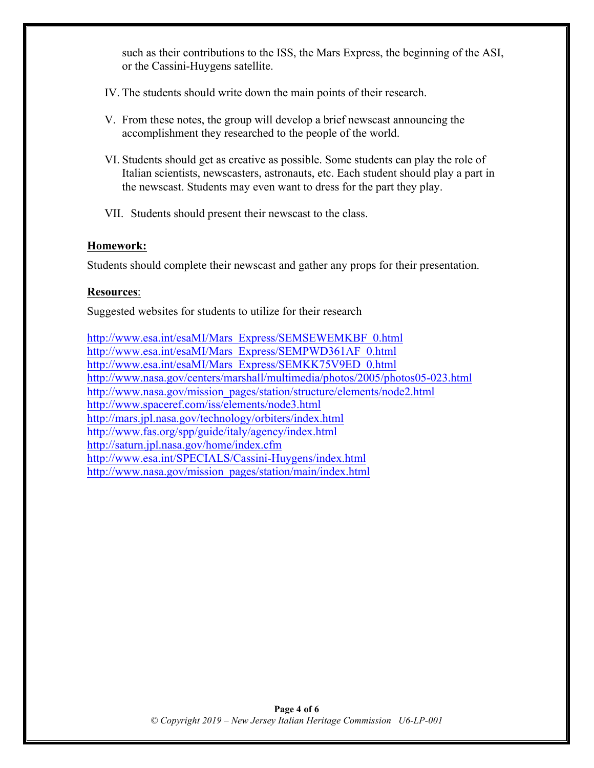such as their contributions to the ISS, the Mars Express, the beginning of the ASI, or the Cassini-Huygens satellite.

IV. The students should write down the main points of their research.

V. From these notes, the group will develop a brief newscast announcing the accomplishment they researched to the people of the world.

VI. Students should get as creative as possible. Some students can play the role of Italian scientists, newscasters, astronauts, etc. Each student should play a part in the newscast. Students may even want to dress for the part they play.

VII. Students should present their newscast to the class.

**Homework:**

Students should complete their newscast and gather any props for their presentation.

**Resources**:

Suggested websites for students to utilize for their research

http://www.esa.int/esaMI/Mars_Express/SEMSEWEMKBF_0.html
http://www.esa.int/esaMI/Mars_Express/SEMPWD361AF_0.html
http://www.esa.int/esaMI/Mars_Express/SEMKK75V9ED_0.html
http://www.nasa.gov/centers/marshall/multimedia/photos/2005/photos05-023.html
http://www.nasa.gov/mission_pages/station/structure/elements/node2.html
http://www.spaceref.com/iss/elements/node3.html
http://mars.jpl.nasa.gov/technology/orbiters/index.html
http://www.fas.org/spp/guide/italy/agency/index.html
http://saturn.jpl.nasa.gov/home/index.cfm
http://www.esa.int/SPECIALS/Cassini-Huygens/index.html
http://www.nasa.gov/mission_pages/station/main/index.html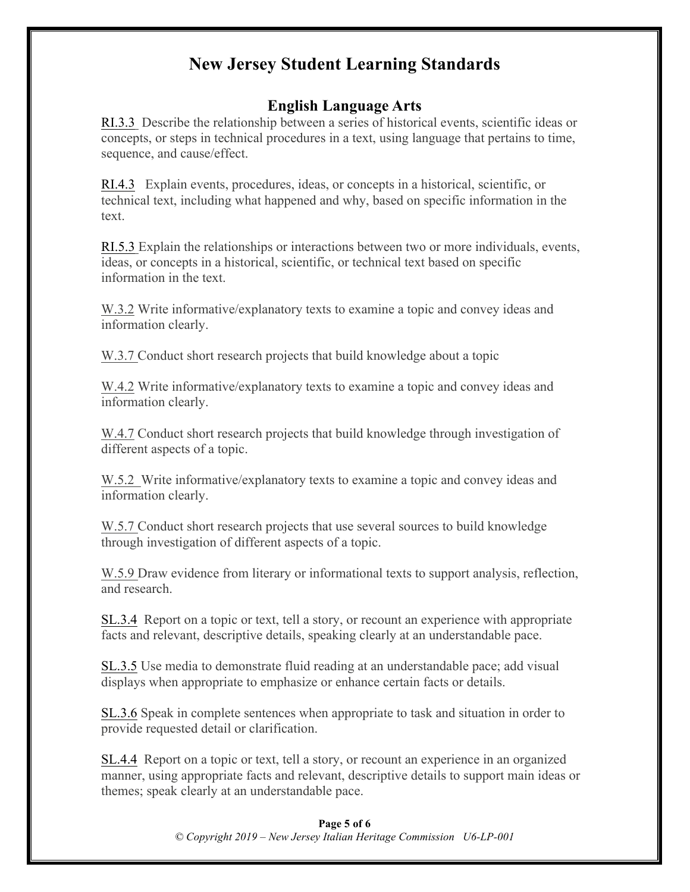# New Jersey Student Learning Standards

## English Language Arts

RI.3.3 Describe the relationship between a series of historical events, scientific ideas or concepts, or steps in technical procedures in a text, using language that pertains to time, sequence, and cause/effect.

RI.4.3 Explain events, procedures, ideas, or concepts in a historical, scientific, or technical text, including what happened and why, based on specific information in the text.

RI.5.3 Explain the relationships or interactions between two or more individuals, events, ideas, or concepts in a historical, scientific, or technical text based on specific information in the text.

W.3.2 Write informative/explanatory texts to examine a topic and convey ideas and information clearly.

W.3.7 Conduct short research projects that build knowledge about a topic

W.4.2 Write informative/explanatory texts to examine a topic and convey ideas and information clearly.

W.4.7 Conduct short research projects that build knowledge through investigation of different aspects of a topic.

W.5.2 Write informative/explanatory texts to examine a topic and convey ideas and information clearly.

W.5.7 Conduct short research projects that use several sources to build knowledge through investigation of different aspects of a topic.

W.5.9 Draw evidence from literary or informational texts to support analysis, reflection, and research.

SL.3.4 Report on a topic or text, tell a story, or recount an experience with appropriate facts and relevant, descriptive details, speaking clearly at an understandable pace.

SL.3.5 Use media to demonstrate fluid reading at an understandable pace; add visual displays when appropriate to emphasize or enhance certain facts or details.

SL.3.6 Speak in complete sentences when appropriate to task and situation in order to provide requested detail or clarification.

SL.4.4 Report on a topic or text, tell a story, or recount an experience in an organized manner, using appropriate facts and relevant, descriptive details to support main ideas or themes; speak clearly at an understandable pace.

*© Copyright 2019 – New Jersey Italian Heritage Commission U6-LP-001*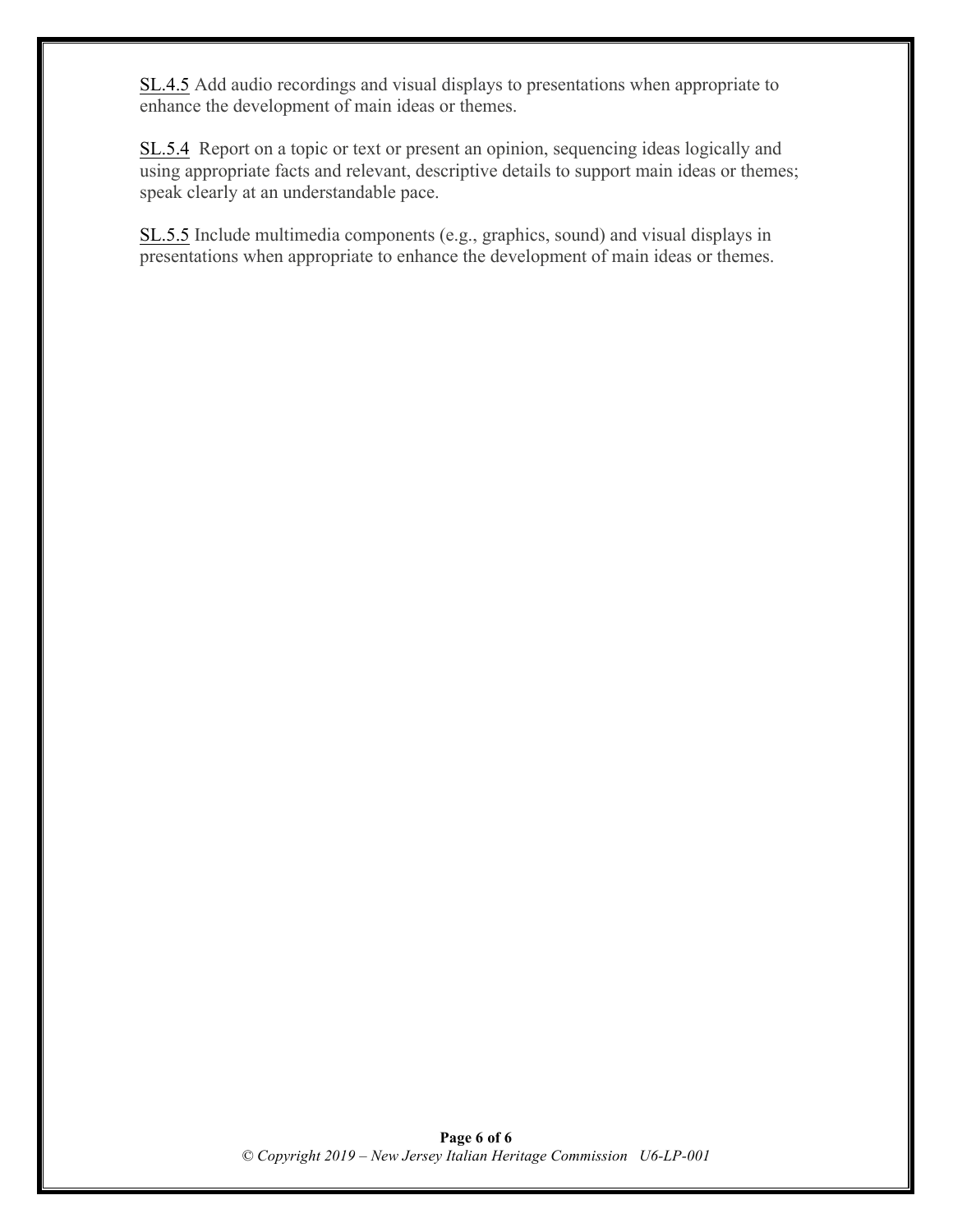SL.4.5 Add audio recordings and visual displays to presentations when appropriate to enhance the development of main ideas or themes.

SL.5.4 Report on a topic or text or present an opinion, sequencing ideas logically and using appropriate facts and relevant, descriptive details to support main ideas or themes; speak clearly at an understandable pace.

SL.5.5 Include multimedia components (e.g., graphics, sound) and visual displays in presentations when appropriate to enhance the development of main ideas or themes.